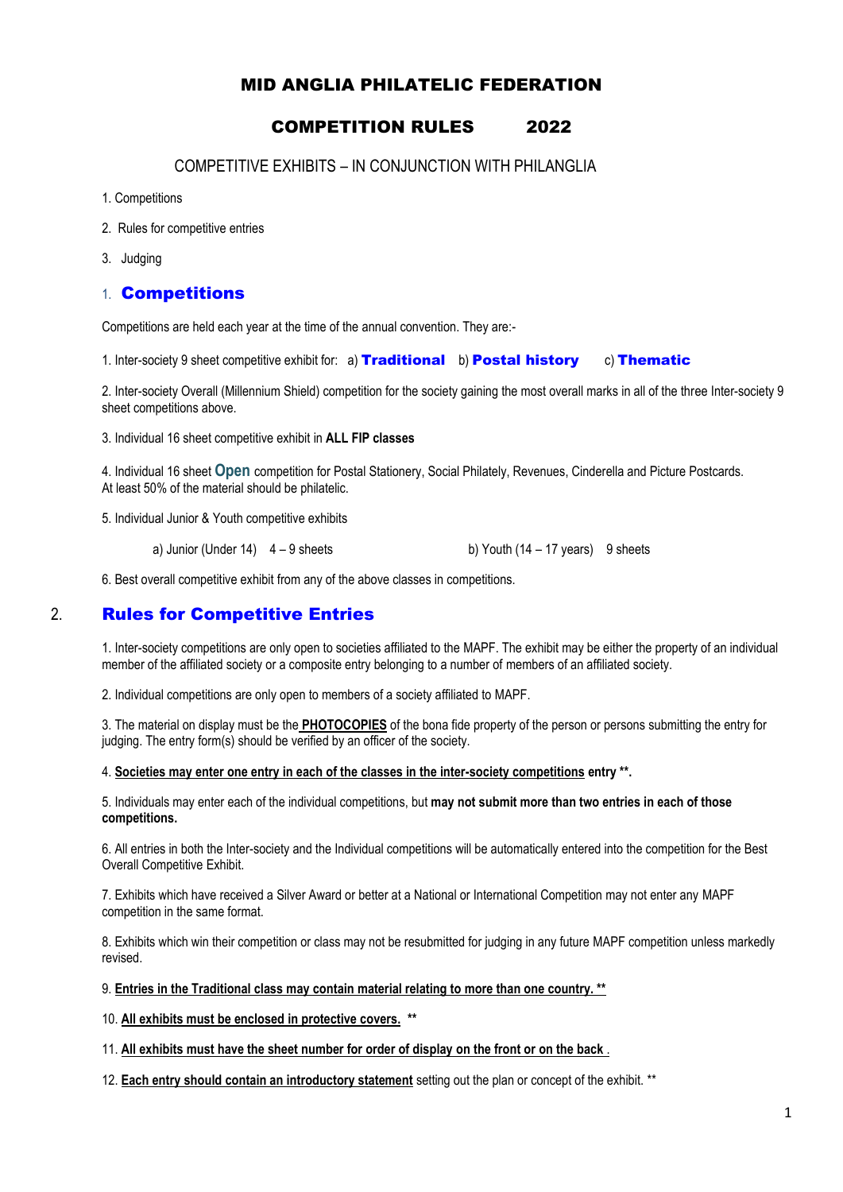# MID ANGLIA PHILATELIC FEDERATION

## COMPETITION RULES 2022

COMPETITIVE EXHIBITS – IN CONJUNCTION WITH PHILANGLIA

1. Competitions
2. Rules for competitive entries
3. Judging

## 1. Competitions

Competitions are held each year at the time of the annual convention. They are:-

1. Inter-society 9 sheet competitive exhibit for: a) **Traditional** b) **Postal history** c) **Thematic**

2. Inter-society Overall (Millennium Shield) competition for the society gaining the most overall marks in all of the three Inter-society 9 sheet competitions above.

3. Individual 16 sheet competitive exhibit in **ALL FIP classes**

4. Individual 16 sheet **Open** competition for Postal Stationery, Social Philately, Revenues, Cinderella and Picture Postcards. At least 50% of the material should be philatelic.

5. Individual Junior & Youth competitive exhibits

   a) Junior (Under 14) 4 – 9 sheets    b) Youth (14 – 17 years) 9 sheets

6. Best overall competitive exhibit from any of the above classes in competitions.

## 2. Rules for Competitive Entries

1. Inter-society competitions are only open to societies affiliated to the MAPF. The exhibit may be either the property of an individual member of the affiliated society or a composite entry belonging to a number of members of an affiliated society.

2. Individual competitions are only open to members of a society affiliated to MAPF.

3. The material on display must be the **PHOTOCOPIES** of the bona fide property of the person or persons submitting the entry for judging. The entry form(s) should be verified by an officer of the society.

4. **Societies may enter one entry in each of the classes in the inter-society competitions entry \*\*.**

5. Individuals may enter each of the individual competitions, but **may not submit more than two entries in each of those competitions.**

6. All entries in both the Inter-society and the Individual competitions will be automatically entered into the competition for the Best Overall Competitive Exhibit.

7. Exhibits which have received a Silver Award or better at a National or International Competition may not enter any MAPF competition in the same format.

8. Exhibits which win their competition or class may not be resubmitted for judging in any future MAPF competition unless markedly revised.

9. **Entries in the Traditional class may contain material relating to more than one country. \*\***

10. **All exhibits must be enclosed in protective covers. \*\***

11. **All exhibits must have the sheet number for order of display on the front or on the back .**

12. **Each entry should contain an introductory statement** setting out the plan or concept of the exhibit. \*\*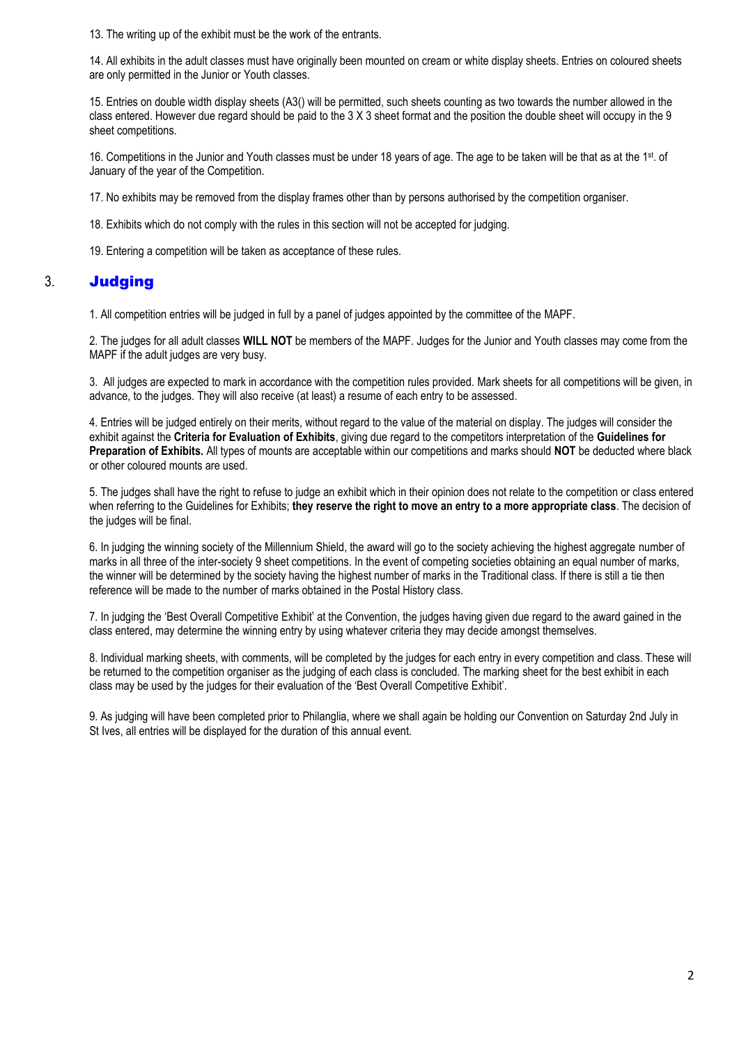13. The writing up of the exhibit must be the work of the entrants.

14. All exhibits in the adult classes must have originally been mounted on cream or white display sheets. Entries on coloured sheets are only permitted in the Junior or Youth classes.

15. Entries on double width display sheets (A3() will be permitted, such sheets counting as two towards the number allowed in the class entered. However due regard should be paid to the 3 X 3 sheet format and the position the double sheet will occupy in the 9 sheet competitions.

16. Competitions in the Junior and Youth classes must be under 18 years of age. The age to be taken will be that as at the 1st. of January of the year of the Competition.

17. No exhibits may be removed from the display frames other than by persons authorised by the competition organiser.

18. Exhibits which do not comply with the rules in this section will not be accepted for judging.

19. Entering a competition will be taken as acceptance of these rules.

## 3. Judging

1. All competition entries will be judged in full by a panel of judges appointed by the committee of the MAPF.

2. The judges for all adult classes **WILL NOT** be members of the MAPF. Judges for the Junior and Youth classes may come from the MAPF if the adult judges are very busy.

3. All judges are expected to mark in accordance with the competition rules provided. Mark sheets for all competitions will be given, in advance, to the judges. They will also receive (at least) a resume of each entry to be assessed.

4. Entries will be judged entirely on their merits, without regard to the value of the material on display. The judges will consider the exhibit against the **Criteria for Evaluation of Exhibits**, giving due regard to the competitors interpretation of the **Guidelines for Preparation of Exhibits.** All types of mounts are acceptable within our competitions and marks should **NOT** be deducted where black or other coloured mounts are used.

5. The judges shall have the right to refuse to judge an exhibit which in their opinion does not relate to the competition or class entered when referring to the Guidelines for Exhibits; **they reserve the right to move an entry to a more appropriate class**. The decision of the judges will be final.

6. In judging the winning society of the Millennium Shield, the award will go to the society achieving the highest aggregate number of marks in all three of the inter-society 9 sheet competitions. In the event of competing societies obtaining an equal number of marks, the winner will be determined by the society having the highest number of marks in the Traditional class. If there is still a tie then reference will be made to the number of marks obtained in the Postal History class.

7. In judging the 'Best Overall Competitive Exhibit' at the Convention, the judges having given due regard to the award gained in the class entered, may determine the winning entry by using whatever criteria they may decide amongst themselves.

8. Individual marking sheets, with comments, will be completed by the judges for each entry in every competition and class. These will be returned to the competition organiser as the judging of each class is concluded. The marking sheet for the best exhibit in each class may be used by the judges for their evaluation of the 'Best Overall Competitive Exhibit'.

9. As judging will have been completed prior to Philanglia, where we shall again be holding our Convention on Saturday 2nd July in St Ives, all entries will be displayed for the duration of this annual event.